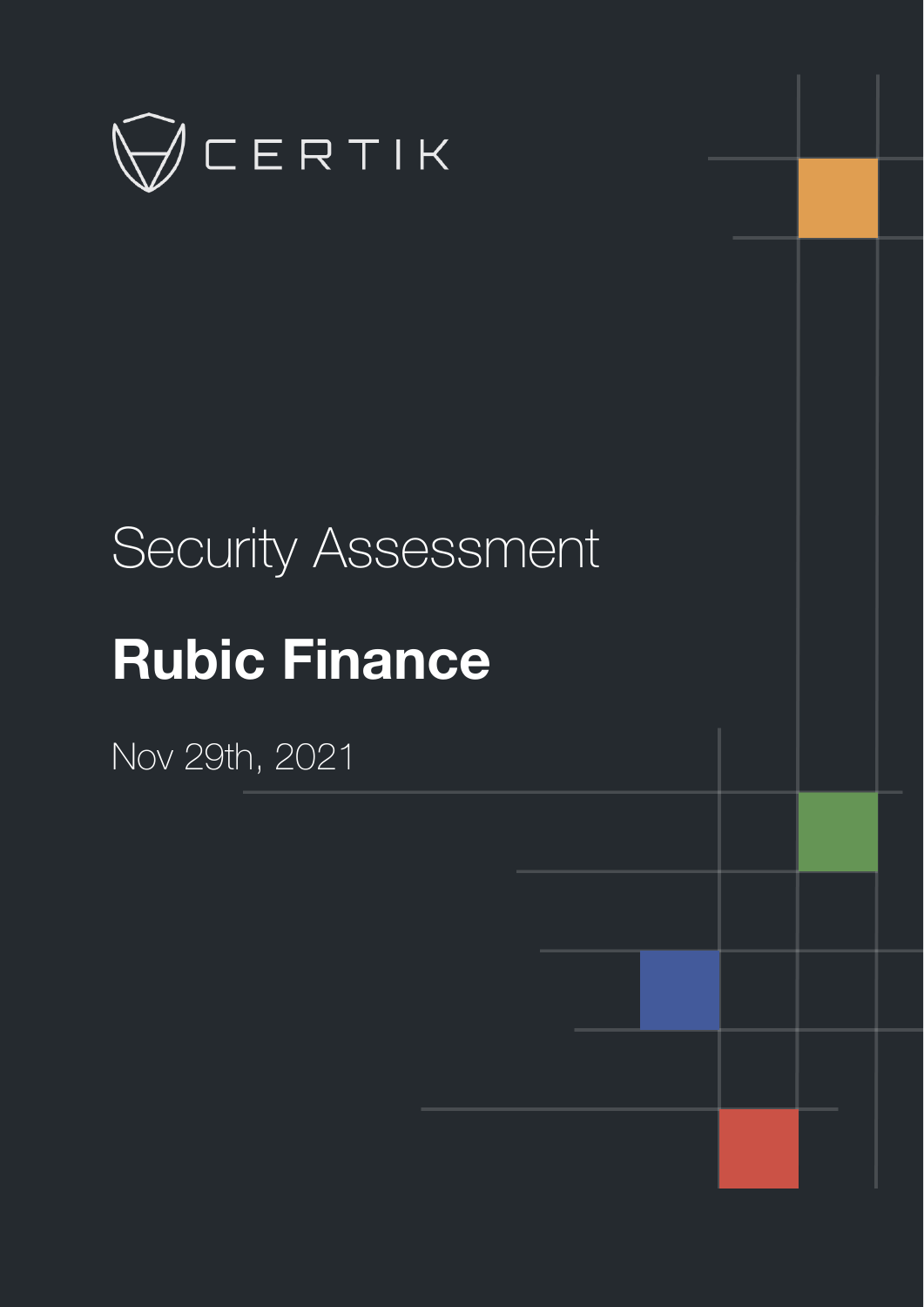CERTIK

Security Assessment

# Rubic Finance

Nov 29th, 2021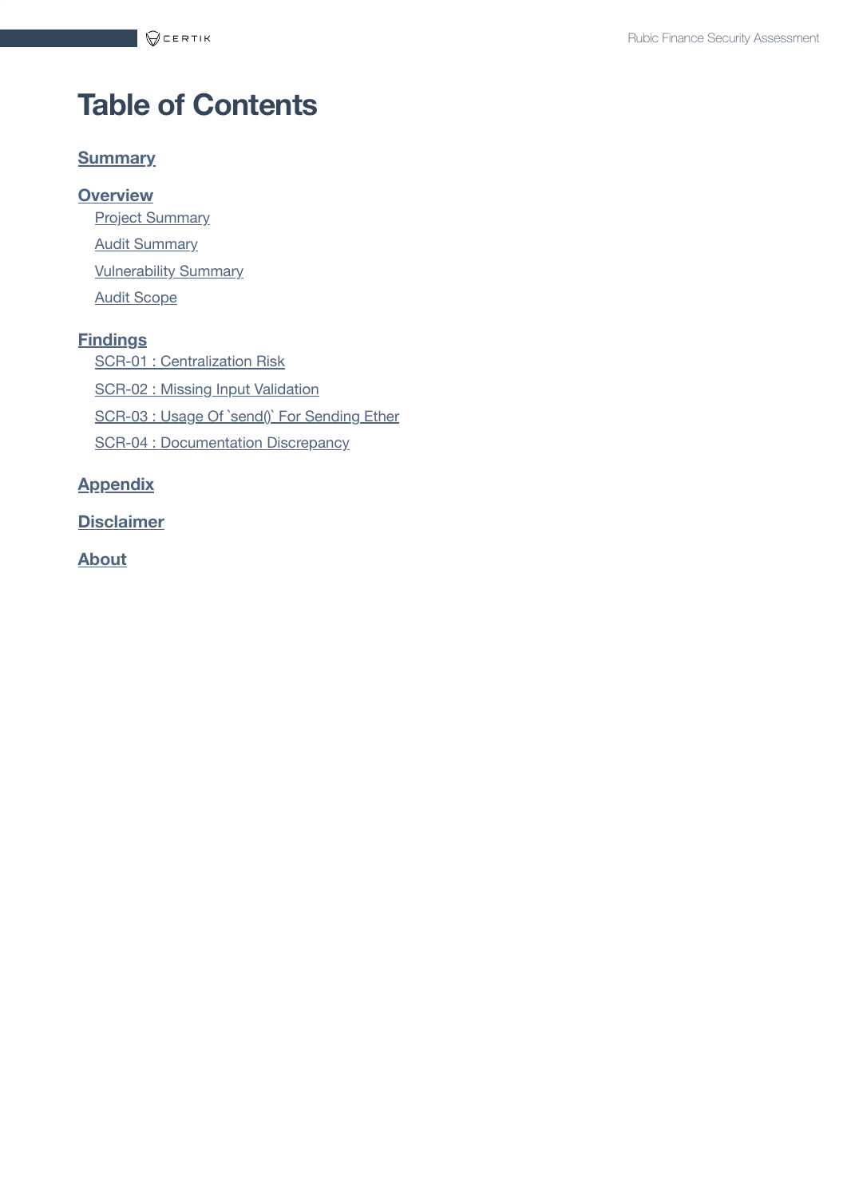# Table of Contents

**Summary**

**Overview**

- Project Summary
- Audit Summary
- Vulnerability Summary
- Audit Scope

**Findings**

- SCR-01 : Centralization Risk
- SCR-02 : Missing Input Validation
- SCR-03 : Usage Of `send()` For Sending Ether
- SCR-04 : Documentation Discrepancy

**Appendix**

**Disclaimer**

**About**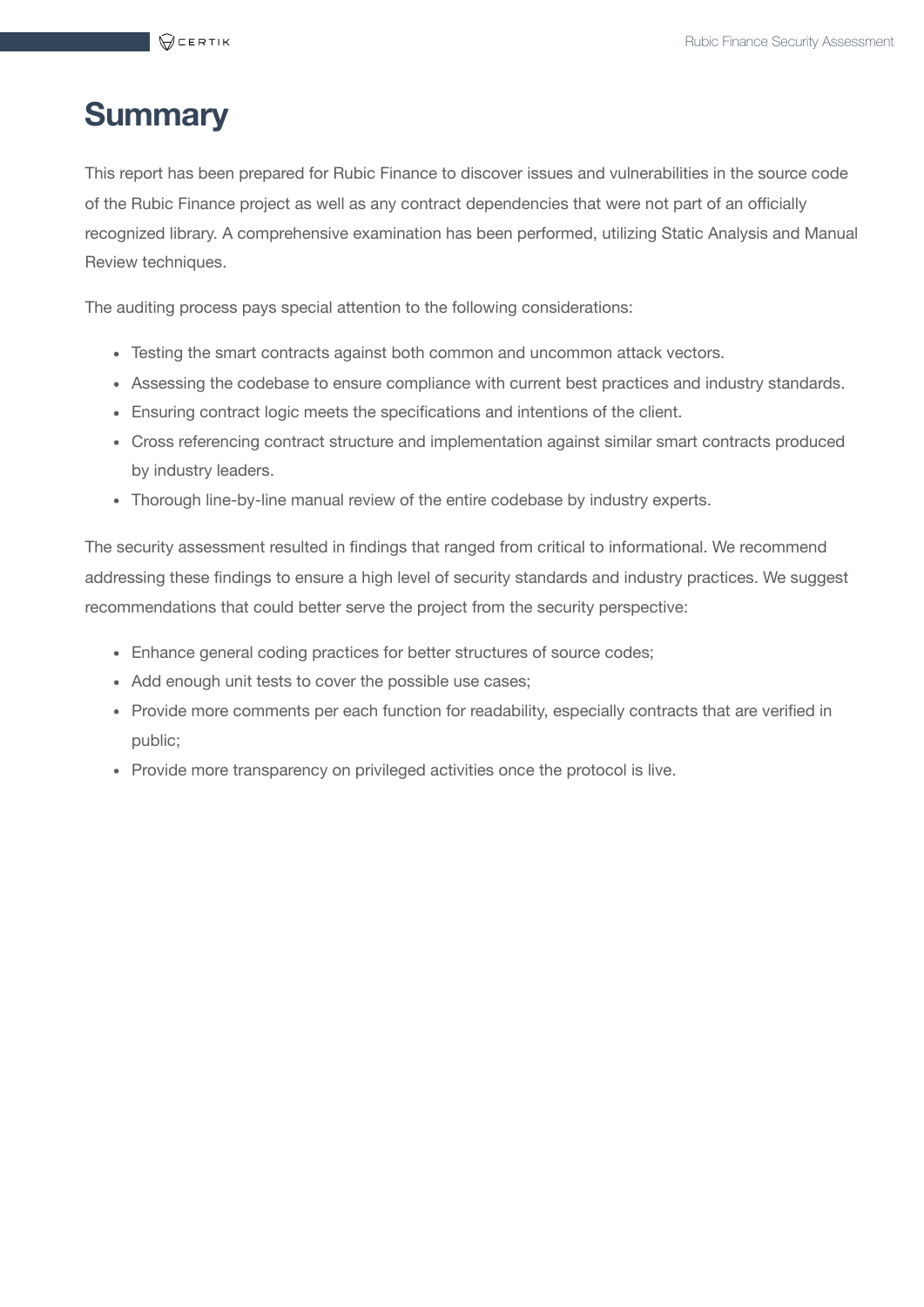# Summary

This report has been prepared for Rubic Finance to discover issues and vulnerabilities in the source code of the Rubic Finance project as well as any contract dependencies that were not part of an officially recognized library. A comprehensive examination has been performed, utilizing Static Analysis and Manual Review techniques.

The auditing process pays special attention to the following considerations:

- Testing the smart contracts against both common and uncommon attack vectors.
- Assessing the codebase to ensure compliance with current best practices and industry standards.
- Ensuring contract logic meets the specifications and intentions of the client.
- Cross referencing contract structure and implementation against similar smart contracts produced by industry leaders.
- Thorough line-by-line manual review of the entire codebase by industry experts.

The security assessment resulted in findings that ranged from critical to informational. We recommend addressing these findings to ensure a high level of security standards and industry practices. We suggest recommendations that could better serve the project from the security perspective:

- Enhance general coding practices for better structures of source codes;
- Add enough unit tests to cover the possible use cases;
- Provide more comments per each function for readability, especially contracts that are verified in public;
- Provide more transparency on privileged activities once the protocol is live.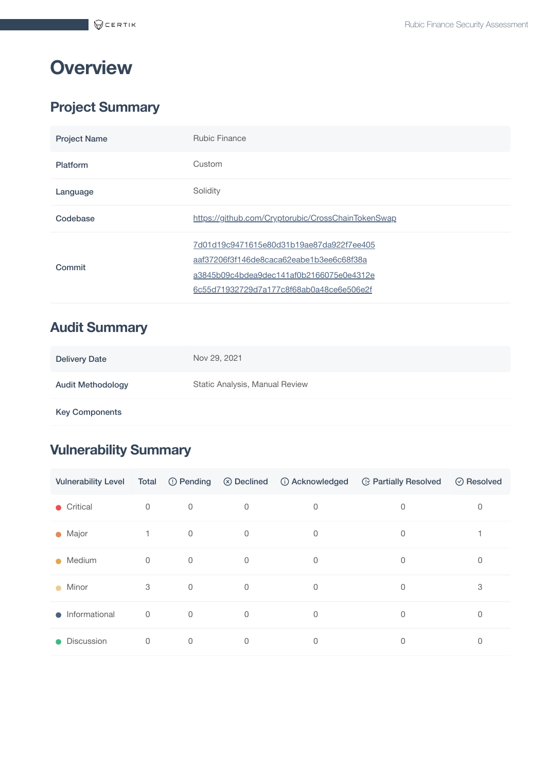# Overview

## Project Summary

| | |
|---|---|
| Project Name | Rubic Finance |
| Platform | Custom |
| Language | Solidity |
| Codebase | https://github.com/Cryptorubic/CrossChainTokenSwap |
| Commit | 7d01d19c9471615e80d31b19ae87da922f7ee405<br>aaf37206f3f146de8caca62eabe1b3ee6c68f38a<br>a3845b09c4bdea9dec141af0b2166075e0e4312e<br>6c55d71932729d7a177c8f68ab0a48ce6e506e2f |

## Audit Summary

| | |
|---|---|
| Delivery Date | Nov 29, 2021 |
| Audit Methodology | Static Analysis, Manual Review |
| Key Components | |

## Vulnerability Summary

| Vulnerability Level | Total | Pending | Declined | Acknowledged | Partially Resolved | Resolved |
|---|---|---|---|---|---|---|
| Critical | 0 | 0 | 0 | 0 | 0 | 0 |
| Major | 1 | 0 | 0 | 0 | 0 | 1 |
| Medium | 0 | 0 | 0 | 0 | 0 | 0 |
| Minor | 3 | 0 | 0 | 0 | 0 | 3 |
| Informational | 0 | 0 | 0 | 0 | 0 | 0 |
| Discussion | 0 | 0 | 0 | 0 | 0 | 0 |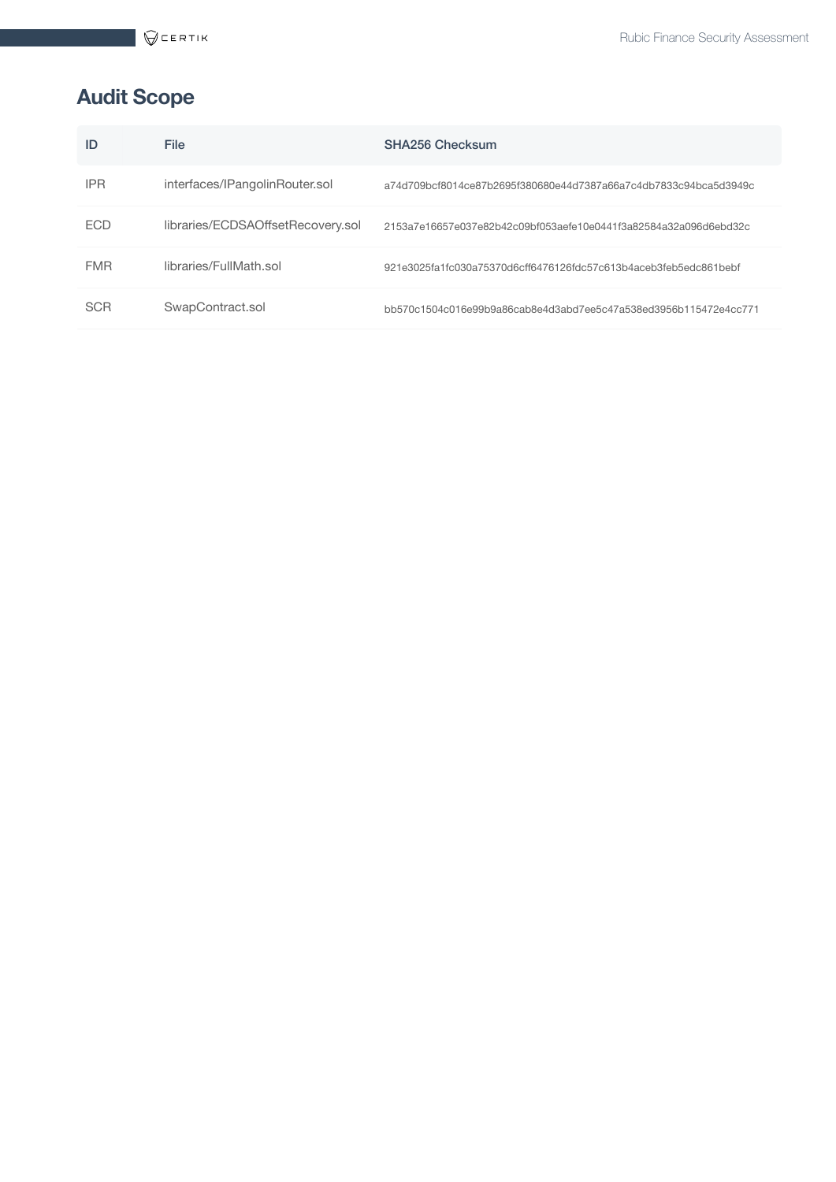## Audit Scope

| ID | File | SHA256 Checksum |
| --- | --- | --- |
| IPR | interfaces/IPangolinRouter.sol | a74d709bcf8014ce87b2695f380680e44d7387a66a7c4db7833c94bca5d3949c |
| ECD | libraries/ECDSAOffsetRecovery.sol | 2153a7e16657e037e82b42c09bf053aefe10e0441f3a82584a32a096d6ebd32c |
| FMR | libraries/FullMath.sol | 921e3025fa1fc030a75370d6cff6476126fdc57c613b4aceb3feb5edc861bebf |
| SCR | SwapContract.sol | bb570c1504c016e99b9a86cab8e4d3abd7ee5c47a538ed3956b115472e4cc771 |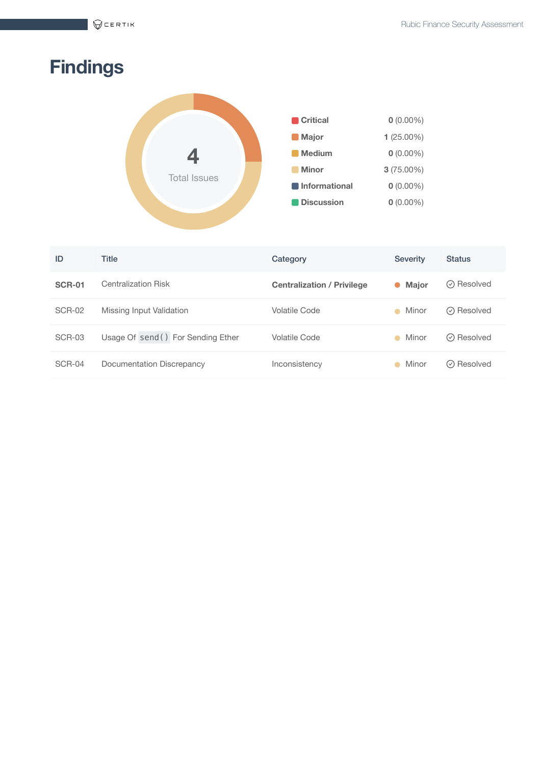# Findings

4
Total Issues

| Severity | Count |
|---|---|
| Critical | **0** (0.00%) |
| Major | **1** (25.00%) |
| Medium | **0** (0.00%) |
| Minor | **3** (75.00%) |
| Informational | **0** (0.00%) |
| Discussion | **0** (0.00%) |

| ID | Title | Category | Severity | Status |
|---|---|---|---|---|
| **SCR-01** | Centralization Risk | **Centralization / Privilege** | **Major** | Resolved |
| SCR-02 | Missing Input Validation | Volatile Code | Minor | Resolved |
| SCR-03 | Usage Of `send()` For Sending Ether | Volatile Code | Minor | Resolved |
| SCR-04 | Documentation Discrepancy | Inconsistency | Minor | Resolved |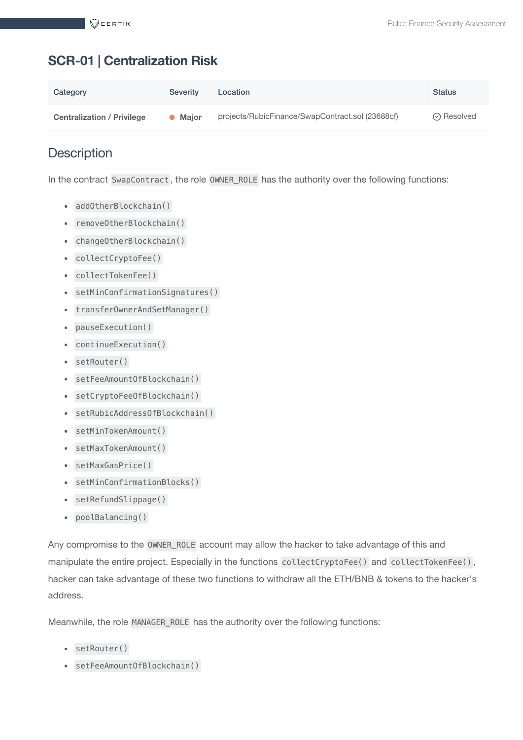## SCR-01 | Centralization Risk

| Category | Severity | Location | Status |
|---|---|---|---|
| Centralization / Privilege | Major | projects/RubicFinance/SwapContract.sol (23688cf) | Resolved |

### Description

In the contract `SwapContract`, the role `OWNER_ROLE` has the authority over the following functions:

- `addOtherBlockchain()`
- `removeOtherBlockchain()`
- `changeOtherBlockchain()`
- `collectCryptoFee()`
- `collectTokenFee()`
- `setMinConfirmationSignatures()`
- `transferOwnerAndSetManager()`
- `pauseExecution()`
- `continueExecution()`
- `setRouter()`
- `setFeeAmountOfBlockchain()`
- `setCryptoFeeOfBlockchain()`
- `setRubicAddressOfBlockchain()`
- `setMinTokenAmount()`
- `setMaxTokenAmount()`
- `setMaxGasPrice()`
- `setMinConfirmationBlocks()`
- `setRefundSlippage()`
- `poolBalancing()`

Any compromise to the `OWNER_ROLE` account may allow the hacker to take advantage of this and manipulate the entire project. Especially in the functions `collectCryptoFee()` and `collectTokenFee()`, hacker can take advantage of these two functions to withdraw all the ETH/BNB & tokens to the hacker's address.

Meanwhile, the role `MANAGER_ROLE` has the authority over the following functions:

- `setRouter()`
- `setFeeAmountOfBlockchain()`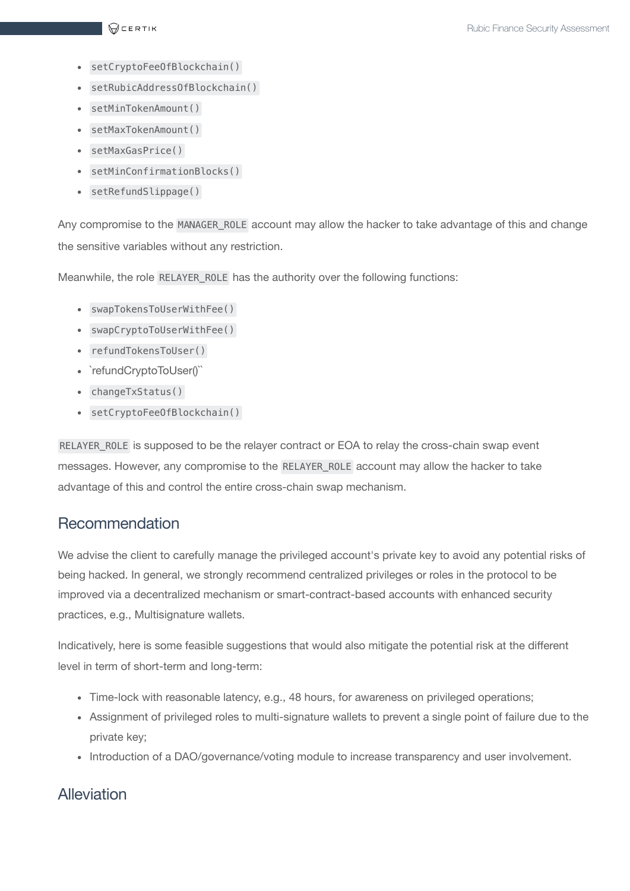- `setCryptoFeeOfBlockchain()`
- `setRubicAddressOfBlockchain()`
- `setMinTokenAmount()`
- `setMaxTokenAmount()`
- `setMaxGasPrice()`
- `setMinConfirmationBlocks()`
- `setRefundSlippage()`

Any compromise to the `MANAGER_ROLE` account may allow the hacker to take advantage of this and change the sensitive variables without any restriction.

Meanwhile, the role `RELAYER_ROLE` has the authority over the following functions:

- `swapTokensToUserWithFee()`
- `swapCryptoToUserWithFee()`
- `refundTokensToUser()`
- `refundCryptoToUser()``
- `changeTxStatus()`
- `setCryptoFeeOfBlockchain()`

`RELAYER_ROLE` is supposed to be the relayer contract or EOA to relay the cross-chain swap event messages. However, any compromise to the `RELAYER_ROLE` account may allow the hacker to take advantage of this and control the entire cross-chain swap mechanism.

## Recommendation

We advise the client to carefully manage the privileged account's private key to avoid any potential risks of being hacked. In general, we strongly recommend centralized privileges or roles in the protocol to be improved via a decentralized mechanism or smart-contract-based accounts with enhanced security practices, e.g., Multisignature wallets.

Indicatively, here is some feasible suggestions that would also mitigate the potential risk at the different level in term of short-term and long-term:

- Time-lock with reasonable latency, e.g., 48 hours, for awareness on privileged operations;
- Assignment of privileged roles to multi-signature wallets to prevent a single point of failure due to the private key;
- Introduction of a DAO/governance/voting module to increase transparency and user involvement.

## Alleviation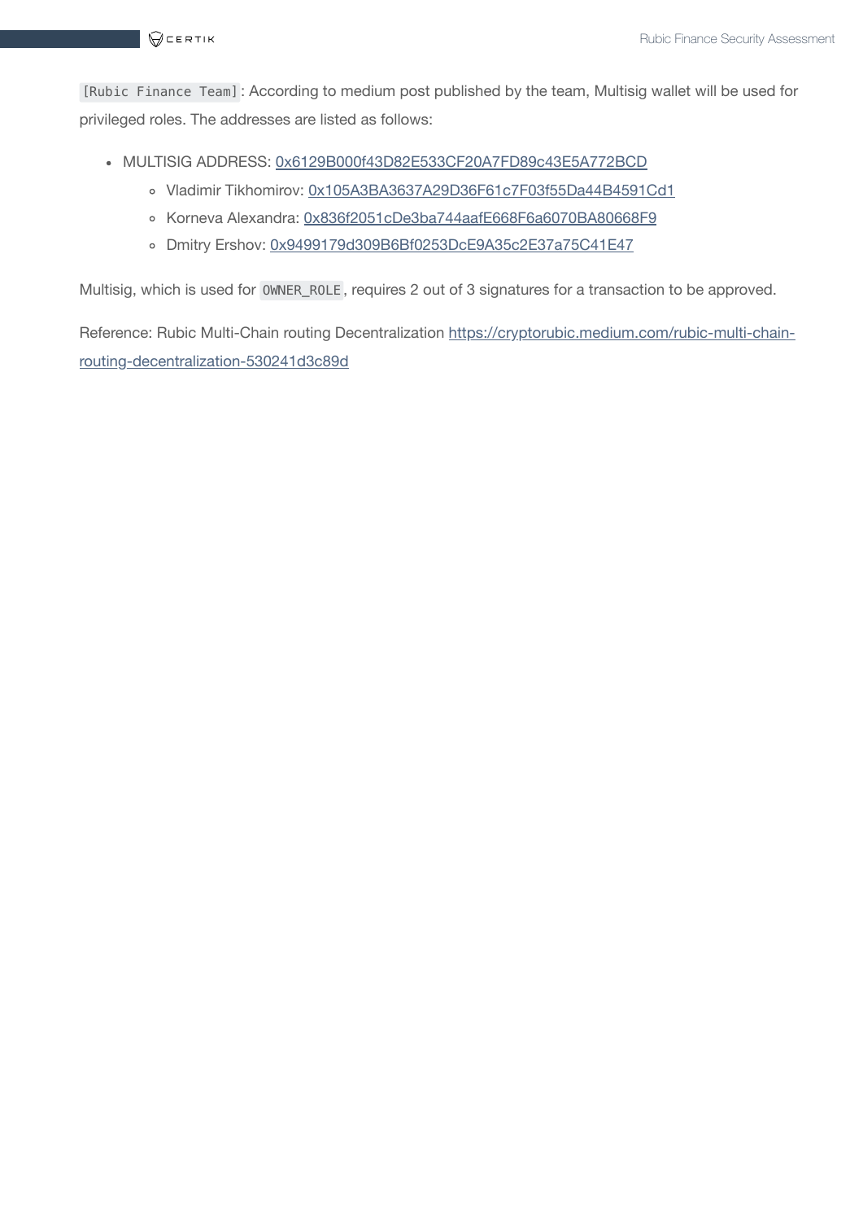`[Rubic Finance Team]`: According to medium post published by the team, Multisig wallet will be used for privileged roles. The addresses are listed as follows:

- MULTISIG ADDRESS: [0x6129B000f43D82E533CF20A7FD89c43E5A772BCD](0x6129B000f43D82E533CF20A7FD89c43E5A772BCD)
  - Vladimir Tikhomirov: [0x105A3BA3637A29D36F61c7F03f55Da44B4591Cd1](0x105A3BA3637A29D36F61c7F03f55Da44B4591Cd1)
  - Korneva Alexandra: [0x836f2051cDe3ba744aafE668F6a6070BA80668F9](0x836f2051cDe3ba744aafE668F6a6070BA80668F9)
  - Dmitry Ershov: [0x9499179d309B6Bf0253DcE9A35c2E37a75C41E47](0x9499179d309B6Bf0253DcE9A35c2E37a75C41E47)

Multisig, which is used for `OWNER_ROLE`, requires 2 out of 3 signatures for a transaction to be approved.

Reference: Rubic Multi-Chain routing Decentralization [https://cryptorubic.medium.com/rubic-multi-chain-routing-decentralization-530241d3c89d](https://cryptorubic.medium.com/rubic-multi-chain-routing-decentralization-530241d3c89d)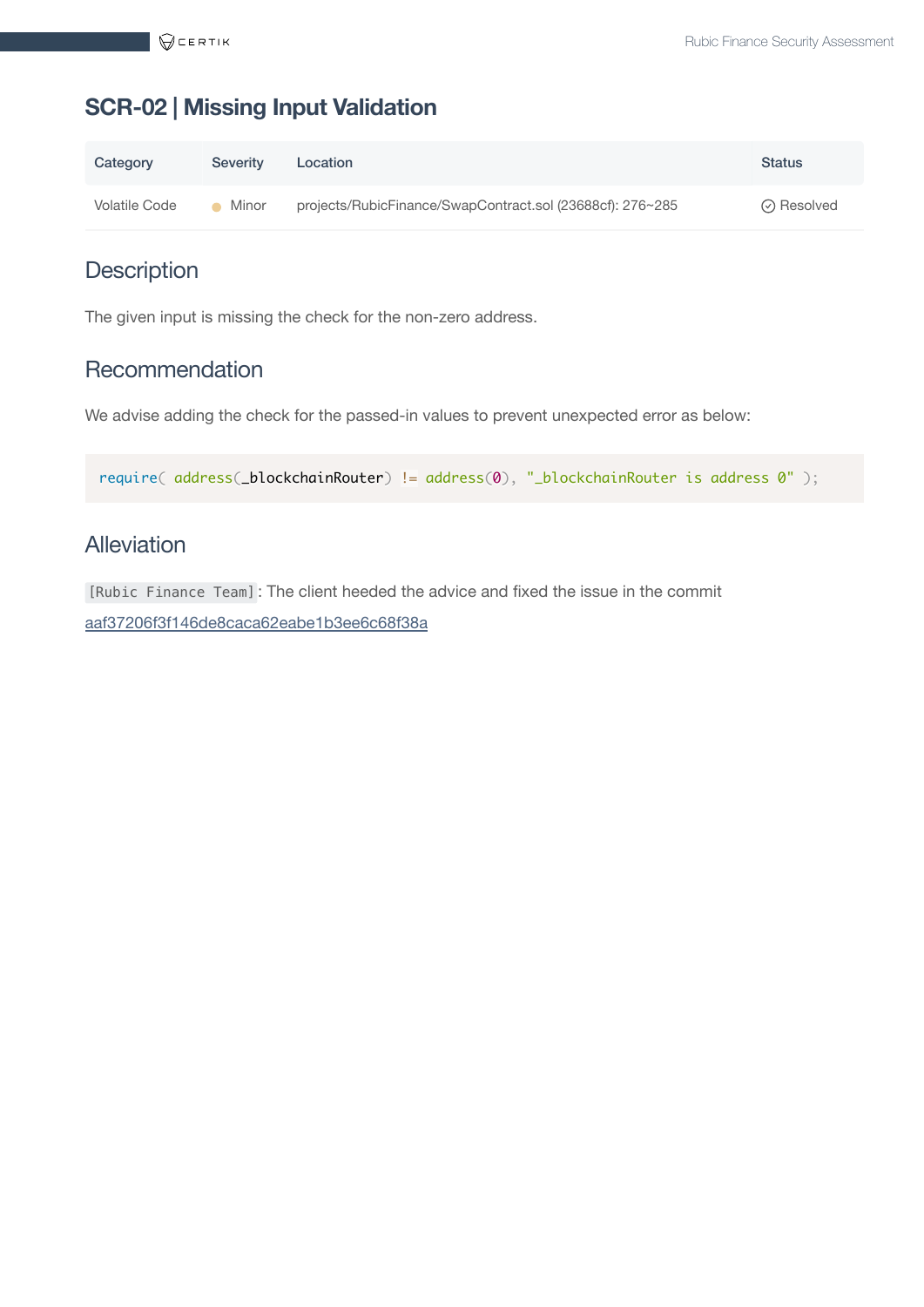## SCR-02 | Missing Input Validation

| Category | Severity | Location | Status |
| --- | --- | --- | --- |
| Volatile Code | Minor | projects/RubicFinance/SwapContract.sol (23688cf): 276~285 | Resolved |

### Description

The given input is missing the check for the non-zero address.

### Recommendation

We advise adding the check for the passed-in values to prevent unexpected error as below:

```
require( address(_blockchainRouter) != address(0), "_blockchainRouter is address 0" );
```

### Alleviation

`[Rubic Finance Team]`: The client heeded the advice and fixed the issue in the commit aaf37206f3f146de8caca62eabe1b3ee6c68f38a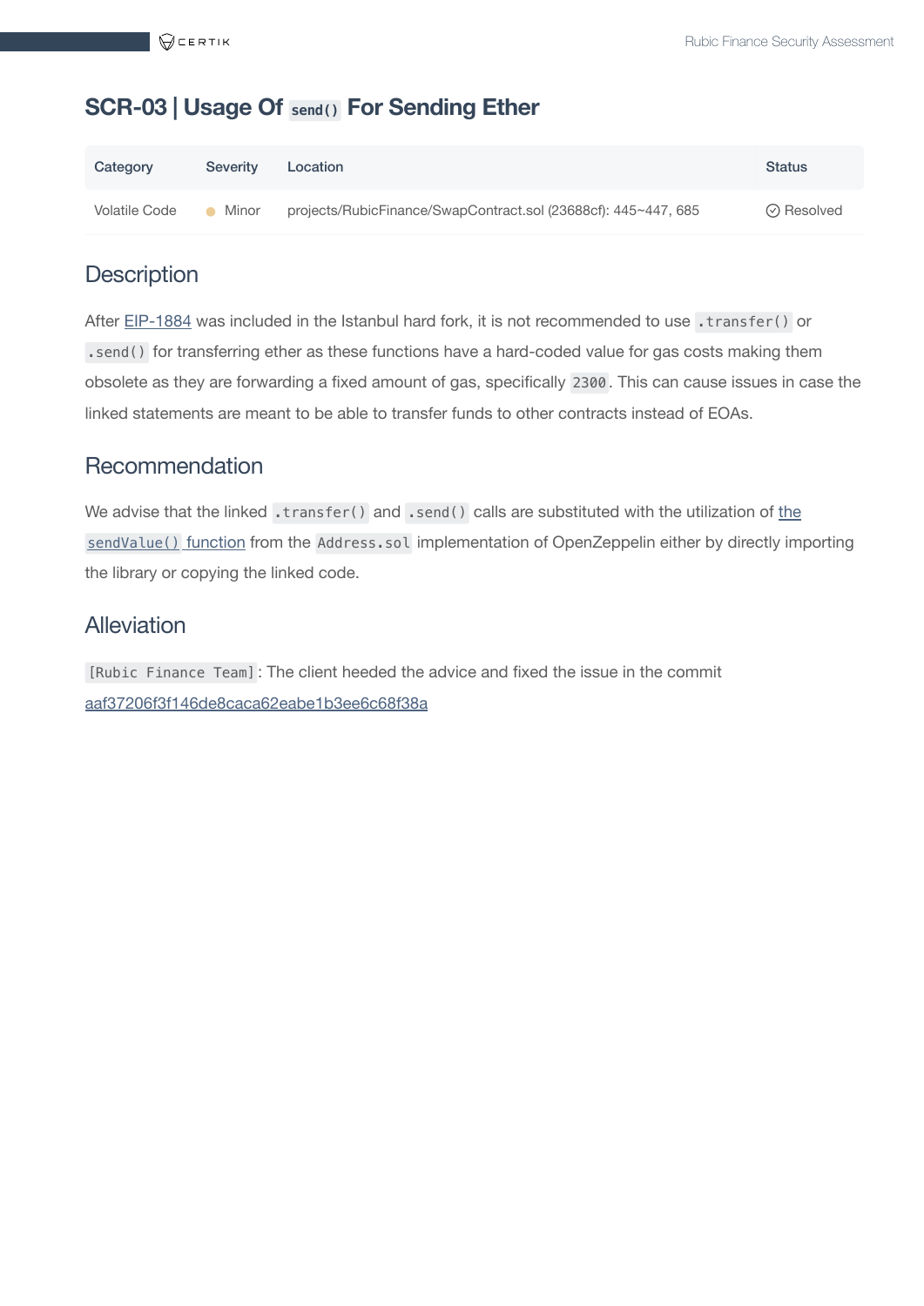## SCR-03 | Usage Of `send()` For Sending Ether

| Category | Severity | Location | Status |
|---|---|---|---|
| Volatile Code | Minor | projects/RubicFinance/SwapContract.sol (23688cf): 445~447, 685 | Resolved |

### Description

After EIP-1884 was included in the Istanbul hard fork, it is not recommended to use `.transfer()` or `.send()` for transferring ether as these functions have a hard-coded value for gas costs making them obsolete as they are forwarding a fixed amount of gas, specifically `2300`. This can cause issues in case the linked statements are meant to be able to transfer funds to other contracts instead of EOAs.

### Recommendation

We advise that the linked `.transfer()` and `.send()` calls are substituted with the utilization of the `sendValue()` function from the `Address.sol` implementation of OpenZeppelin either by directly importing the library or copying the linked code.

### Alleviation

`[Rubic Finance Team]`: The client heeded the advice and fixed the issue in the commit aaf37206f3f146de8caca62eabe1b3ee6c68f38a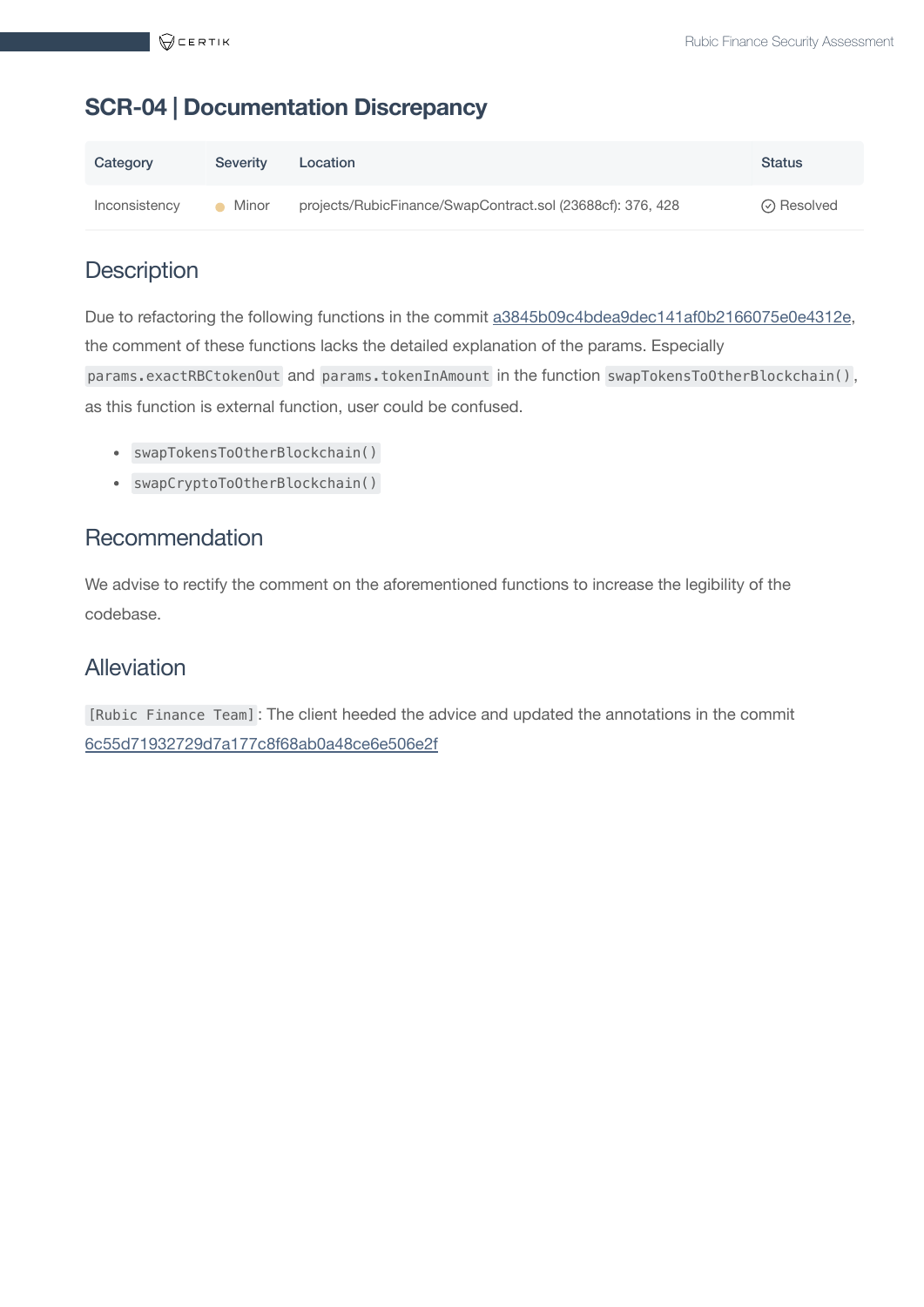## SCR-04 | Documentation Discrepancy

| Category | Severity | Location | Status |
|---|---|---|---|
| Inconsistency | Minor | projects/RubicFinance/SwapContract.sol (23688cf): 376, 428 | Resolved |

### Description

Due to refactoring the following functions in the commit a3845b09c4bdea9dec141af0b2166075e0e4312e, the comment of these functions lacks the detailed explanation of the params. Especially `params.exactRBCtokenOut` and `params.tokenInAmount` in the function `swapTokensToOtherBlockchain()`, as this function is external function, user could be confused.

- `swapTokensToOtherBlockchain()`
- `swapCryptoToOtherBlockchain()`

### Recommendation

We advise to rectify the comment on the aforementioned functions to increase the legibility of the codebase.

### Alleviation

`[Rubic Finance Team]`: The client heeded the advice and updated the annotations in the commit 6c55d71932729d7a177c8f68ab0a48ce6e506e2f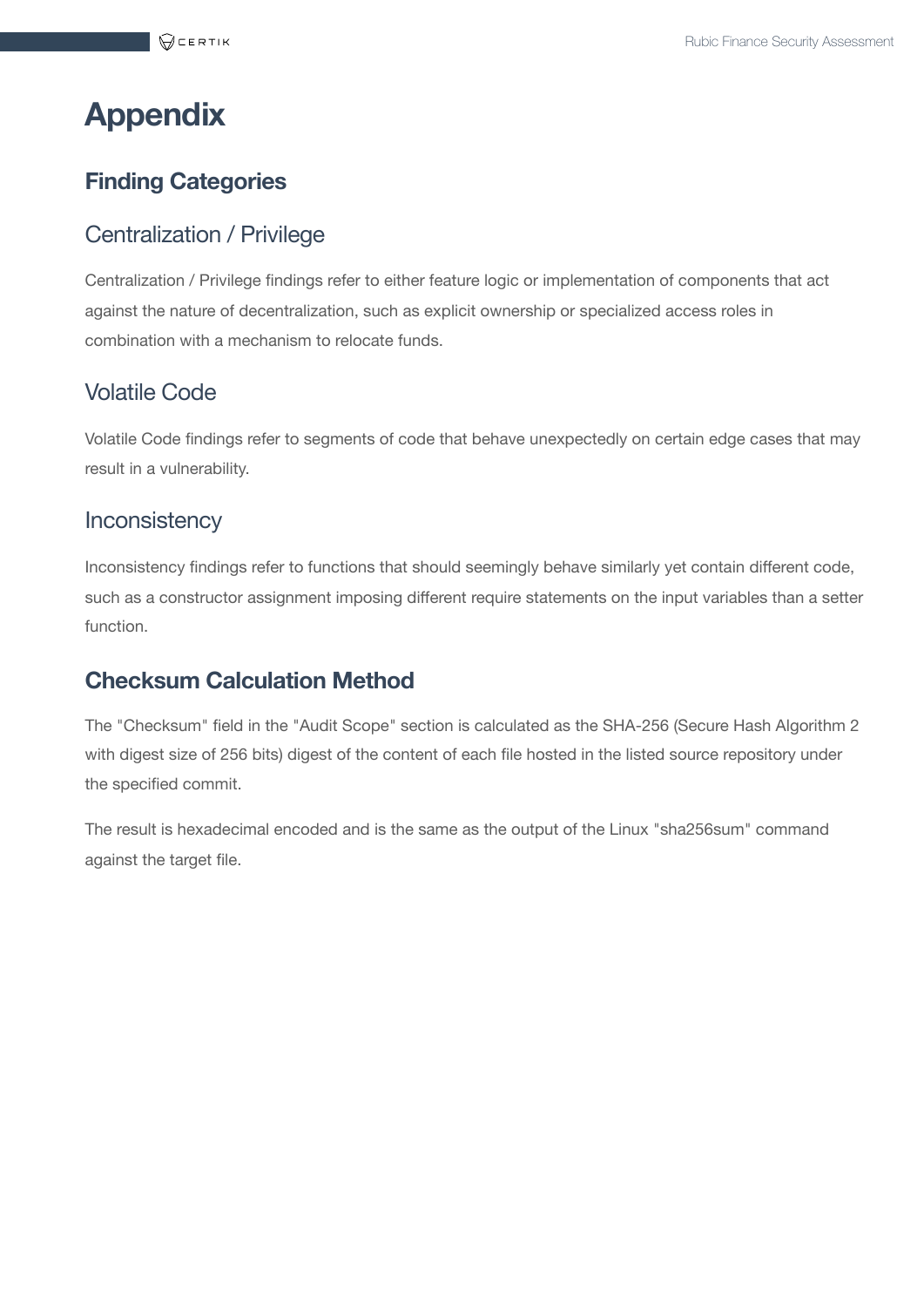# Appendix

## Finding Categories

### Centralization / Privilege

Centralization / Privilege findings refer to either feature logic or implementation of components that act against the nature of decentralization, such as explicit ownership or specialized access roles in combination with a mechanism to relocate funds.

### Volatile Code

Volatile Code findings refer to segments of code that behave unexpectedly on certain edge cases that may result in a vulnerability.

### Inconsistency

Inconsistency findings refer to functions that should seemingly behave similarly yet contain different code, such as a constructor assignment imposing different require statements on the input variables than a setter function.

## Checksum Calculation Method

The "Checksum" field in the "Audit Scope" section is calculated as the SHA-256 (Secure Hash Algorithm 2 with digest size of 256 bits) digest of the content of each file hosted in the listed source repository under the specified commit.

The result is hexadecimal encoded and is the same as the output of the Linux "sha256sum" command against the target file.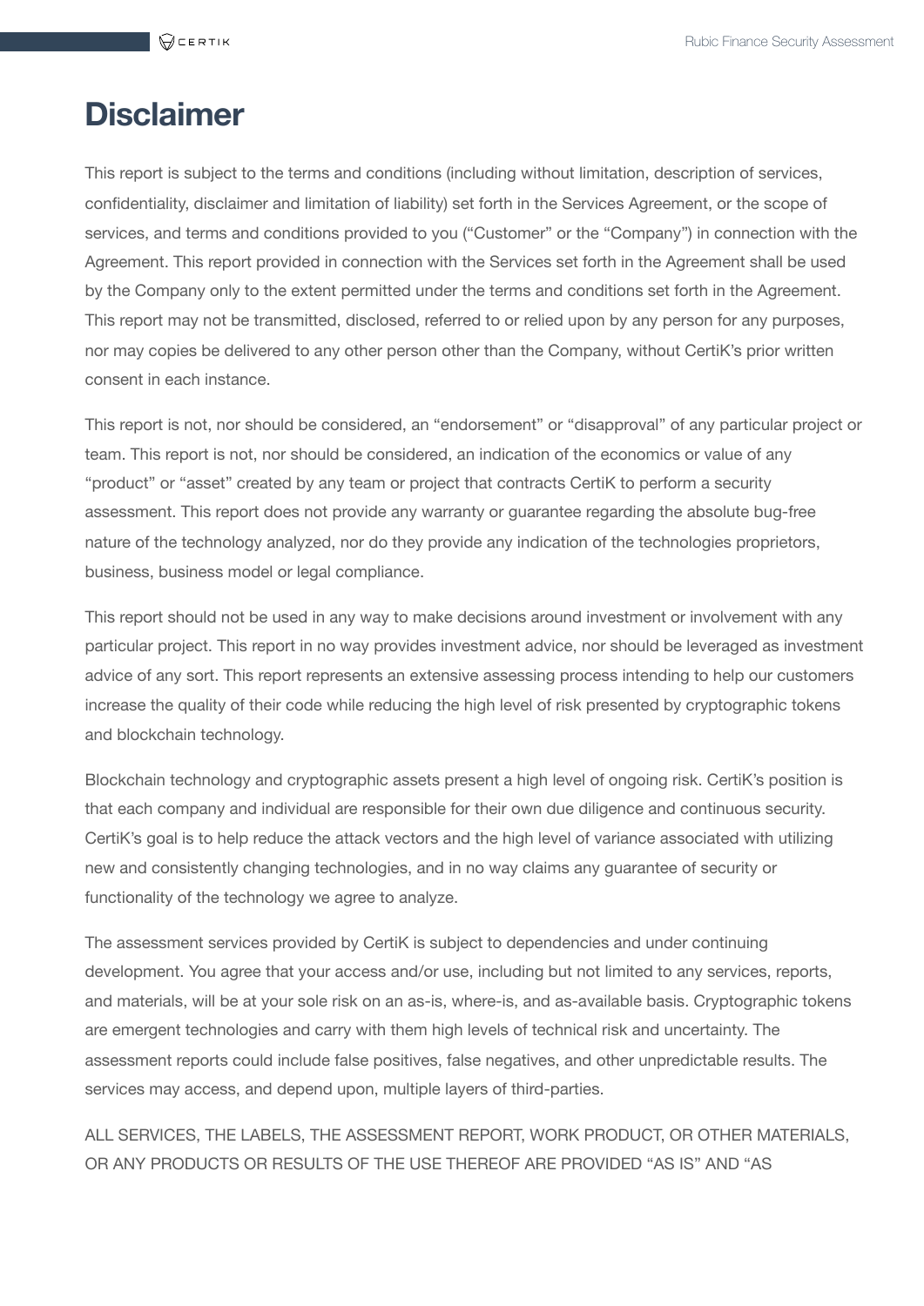# Disclaimer

This report is subject to the terms and conditions (including without limitation, description of services, confidentiality, disclaimer and limitation of liability) set forth in the Services Agreement, or the scope of services, and terms and conditions provided to you ("Customer" or the "Company") in connection with the Agreement. This report provided in connection with the Services set forth in the Agreement shall be used by the Company only to the extent permitted under the terms and conditions set forth in the Agreement. This report may not be transmitted, disclosed, referred to or relied upon by any person for any purposes, nor may copies be delivered to any other person other than the Company, without CertiK's prior written consent in each instance.

This report is not, nor should be considered, an "endorsement" or "disapproval" of any particular project or team. This report is not, nor should be considered, an indication of the economics or value of any "product" or "asset" created by any team or project that contracts CertiK to perform a security assessment. This report does not provide any warranty or guarantee regarding the absolute bug-free nature of the technology analyzed, nor do they provide any indication of the technologies proprietors, business, business model or legal compliance.

This report should not be used in any way to make decisions around investment or involvement with any particular project. This report in no way provides investment advice, nor should be leveraged as investment advice of any sort. This report represents an extensive assessing process intending to help our customers increase the quality of their code while reducing the high level of risk presented by cryptographic tokens and blockchain technology.

Blockchain technology and cryptographic assets present a high level of ongoing risk. CertiK's position is that each company and individual are responsible for their own due diligence and continuous security. CertiK's goal is to help reduce the attack vectors and the high level of variance associated with utilizing new and consistently changing technologies, and in no way claims any guarantee of security or functionality of the technology we agree to analyze.

The assessment services provided by CertiK is subject to dependencies and under continuing development. You agree that your access and/or use, including but not limited to any services, reports, and materials, will be at your sole risk on an as-is, where-is, and as-available basis. Cryptographic tokens are emergent technologies and carry with them high levels of technical risk and uncertainty. The assessment reports could include false positives, false negatives, and other unpredictable results. The services may access, and depend upon, multiple layers of third-parties.

ALL SERVICES, THE LABELS, THE ASSESSMENT REPORT, WORK PRODUCT, OR OTHER MATERIALS, OR ANY PRODUCTS OR RESULTS OF THE USE THEREOF ARE PROVIDED "AS IS" AND "AS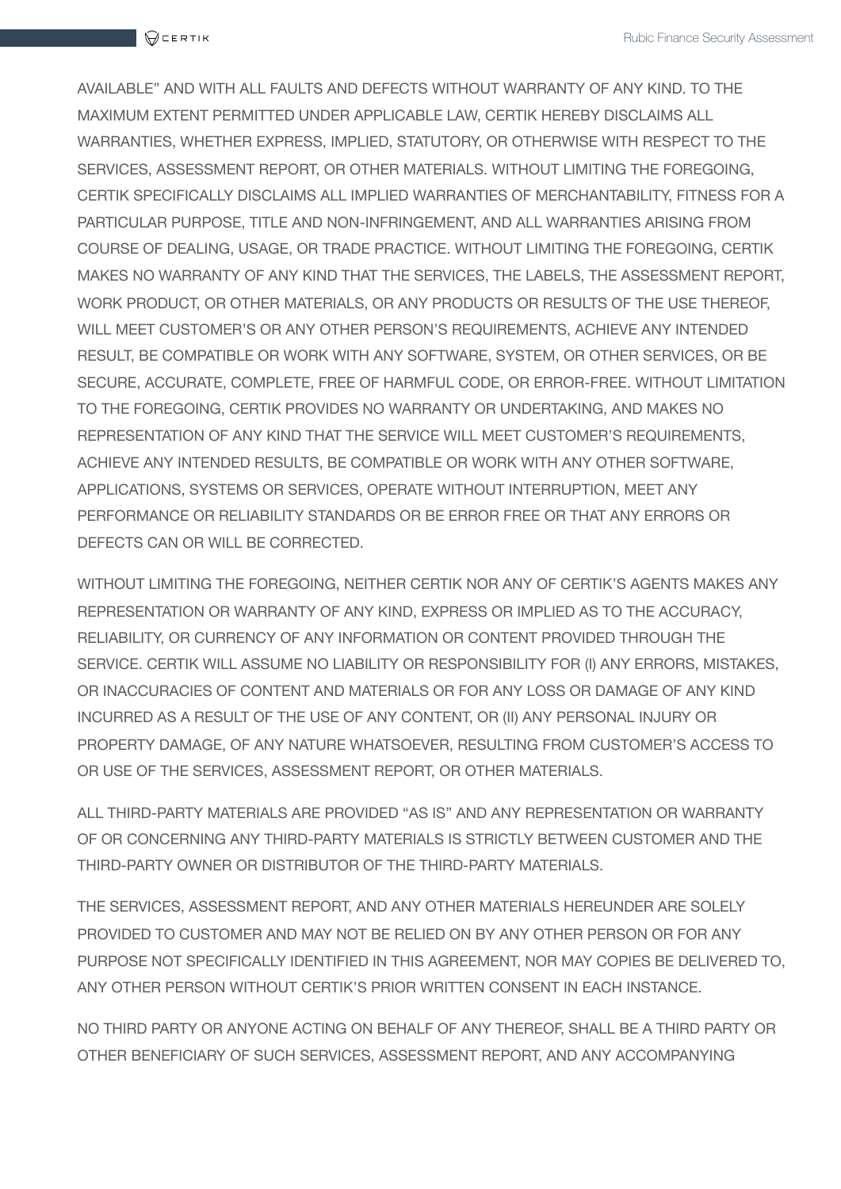AVAILABLE" AND WITH ALL FAULTS AND DEFECTS WITHOUT WARRANTY OF ANY KIND. TO THE MAXIMUM EXTENT PERMITTED UNDER APPLICABLE LAW, CERTIK HEREBY DISCLAIMS ALL WARRANTIES, WHETHER EXPRESS, IMPLIED, STATUTORY, OR OTHERWISE WITH RESPECT TO THE SERVICES, ASSESSMENT REPORT, OR OTHER MATERIALS. WITHOUT LIMITING THE FOREGOING, CERTIK SPECIFICALLY DISCLAIMS ALL IMPLIED WARRANTIES OF MERCHANTABILITY, FITNESS FOR A PARTICULAR PURPOSE, TITLE AND NON-INFRINGEMENT, AND ALL WARRANTIES ARISING FROM COURSE OF DEALING, USAGE, OR TRADE PRACTICE. WITHOUT LIMITING THE FOREGOING, CERTIK MAKES NO WARRANTY OF ANY KIND THAT THE SERVICES, THE LABELS, THE ASSESSMENT REPORT, WORK PRODUCT, OR OTHER MATERIALS, OR ANY PRODUCTS OR RESULTS OF THE USE THEREOF, WILL MEET CUSTOMER'S OR ANY OTHER PERSON'S REQUIREMENTS, ACHIEVE ANY INTENDED RESULT, BE COMPATIBLE OR WORK WITH ANY SOFTWARE, SYSTEM, OR OTHER SERVICES, OR BE SECURE, ACCURATE, COMPLETE, FREE OF HARMFUL CODE, OR ERROR-FREE. WITHOUT LIMITATION TO THE FOREGOING, CERTIK PROVIDES NO WARRANTY OR UNDERTAKING, AND MAKES NO REPRESENTATION OF ANY KIND THAT THE SERVICE WILL MEET CUSTOMER'S REQUIREMENTS, ACHIEVE ANY INTENDED RESULTS, BE COMPATIBLE OR WORK WITH ANY OTHER SOFTWARE, APPLICATIONS, SYSTEMS OR SERVICES, OPERATE WITHOUT INTERRUPTION, MEET ANY PERFORMANCE OR RELIABILITY STANDARDS OR BE ERROR FREE OR THAT ANY ERRORS OR DEFECTS CAN OR WILL BE CORRECTED.

WITHOUT LIMITING THE FOREGOING, NEITHER CERTIK NOR ANY OF CERTIK'S AGENTS MAKES ANY REPRESENTATION OR WARRANTY OF ANY KIND, EXPRESS OR IMPLIED AS TO THE ACCURACY, RELIABILITY, OR CURRENCY OF ANY INFORMATION OR CONTENT PROVIDED THROUGH THE SERVICE. CERTIK WILL ASSUME NO LIABILITY OR RESPONSIBILITY FOR (I) ANY ERRORS, MISTAKES, OR INACCURACIES OF CONTENT AND MATERIALS OR FOR ANY LOSS OR DAMAGE OF ANY KIND INCURRED AS A RESULT OF THE USE OF ANY CONTENT, OR (II) ANY PERSONAL INJURY OR PROPERTY DAMAGE, OF ANY NATURE WHATSOEVER, RESULTING FROM CUSTOMER'S ACCESS TO OR USE OF THE SERVICES, ASSESSMENT REPORT, OR OTHER MATERIALS.

ALL THIRD-PARTY MATERIALS ARE PROVIDED "AS IS" AND ANY REPRESENTATION OR WARRANTY OF OR CONCERNING ANY THIRD-PARTY MATERIALS IS STRICTLY BETWEEN CUSTOMER AND THE THIRD-PARTY OWNER OR DISTRIBUTOR OF THE THIRD-PARTY MATERIALS.

THE SERVICES, ASSESSMENT REPORT, AND ANY OTHER MATERIALS HEREUNDER ARE SOLELY PROVIDED TO CUSTOMER AND MAY NOT BE RELIED ON BY ANY OTHER PERSON OR FOR ANY PURPOSE NOT SPECIFICALLY IDENTIFIED IN THIS AGREEMENT, NOR MAY COPIES BE DELIVERED TO, ANY OTHER PERSON WITHOUT CERTIK'S PRIOR WRITTEN CONSENT IN EACH INSTANCE.

NO THIRD PARTY OR ANYONE ACTING ON BEHALF OF ANY THEREOF, SHALL BE A THIRD PARTY OR OTHER BENEFICIARY OF SUCH SERVICES, ASSESSMENT REPORT, AND ANY ACCOMPANYING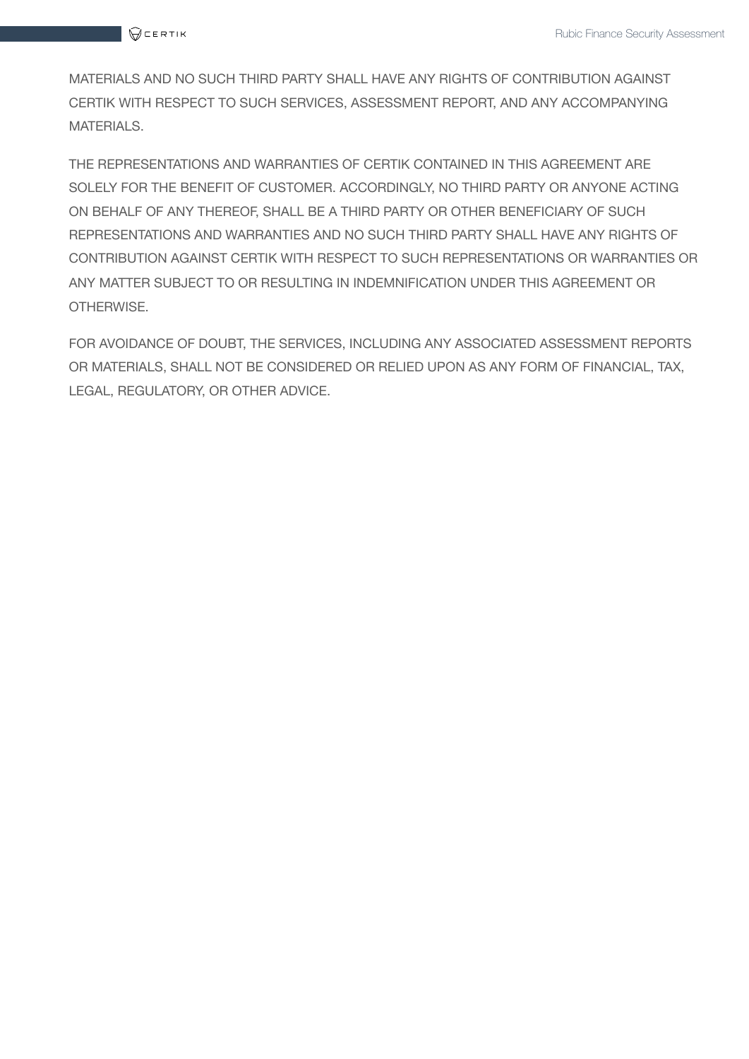MATERIALS AND NO SUCH THIRD PARTY SHALL HAVE ANY RIGHTS OF CONTRIBUTION AGAINST CERTIK WITH RESPECT TO SUCH SERVICES, ASSESSMENT REPORT, AND ANY ACCOMPANYING MATERIALS.

THE REPRESENTATIONS AND WARRANTIES OF CERTIK CONTAINED IN THIS AGREEMENT ARE SOLELY FOR THE BENEFIT OF CUSTOMER. ACCORDINGLY, NO THIRD PARTY OR ANYONE ACTING ON BEHALF OF ANY THEREOF, SHALL BE A THIRD PARTY OR OTHER BENEFICIARY OF SUCH REPRESENTATIONS AND WARRANTIES AND NO SUCH THIRD PARTY SHALL HAVE ANY RIGHTS OF CONTRIBUTION AGAINST CERTIK WITH RESPECT TO SUCH REPRESENTATIONS OR WARRANTIES OR ANY MATTER SUBJECT TO OR RESULTING IN INDEMNIFICATION UNDER THIS AGREEMENT OR OTHERWISE.

FOR AVOIDANCE OF DOUBT, THE SERVICES, INCLUDING ANY ASSOCIATED ASSESSMENT REPORTS OR MATERIALS, SHALL NOT BE CONSIDERED OR RELIED UPON AS ANY FORM OF FINANCIAL, TAX, LEGAL, REGULATORY, OR OTHER ADVICE.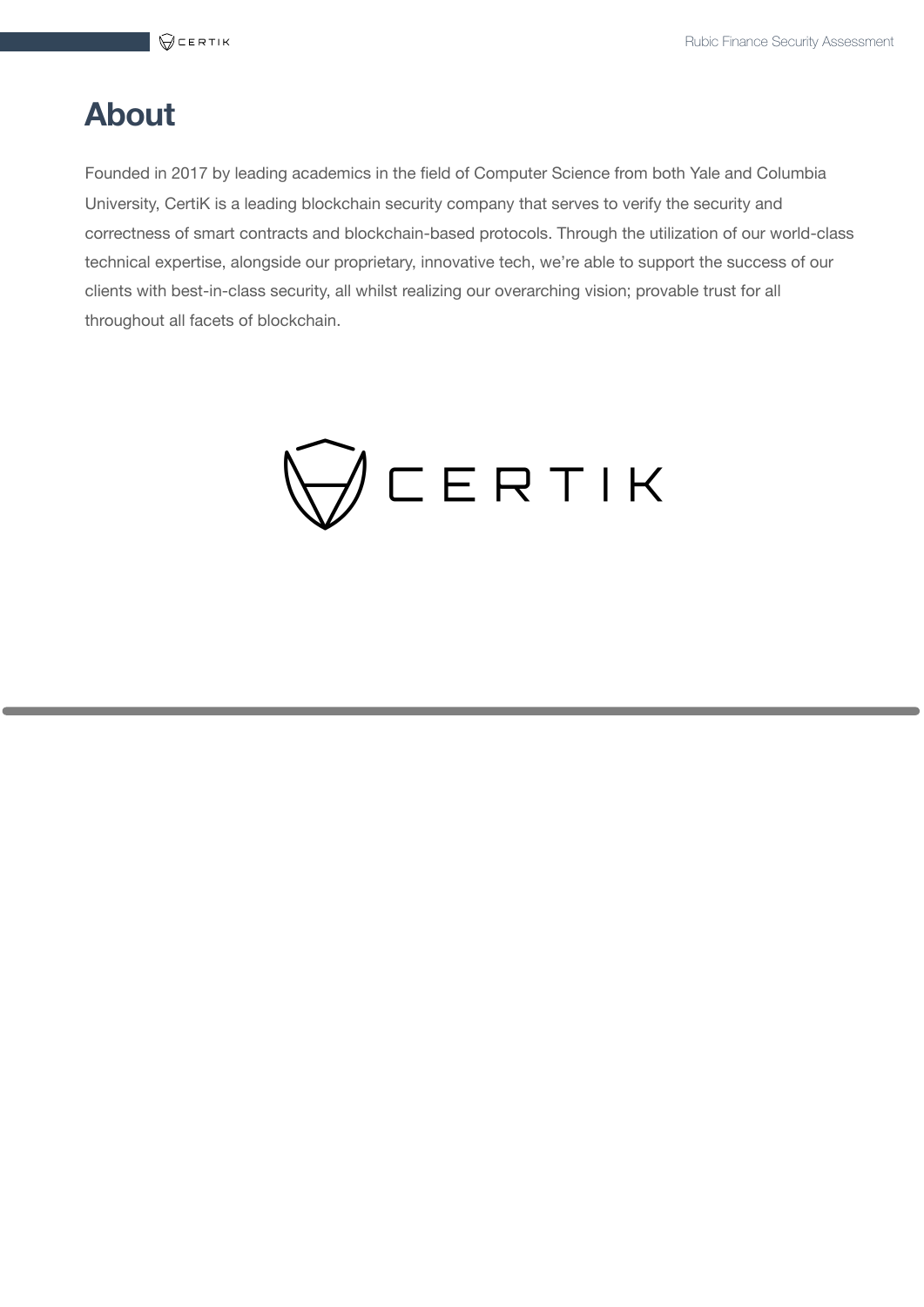# About

Founded in 2017 by leading academics in the field of Computer Science from both Yale and Columbia University, CertiK is a leading blockchain security company that serves to verify the security and correctness of smart contracts and blockchain-based protocols. Through the utilization of our world-class technical expertise, alongside our proprietary, innovative tech, we're able to support the success of our clients with best-in-class security, all whilst realizing our overarching vision; provable trust for all throughout all facets of blockchain.